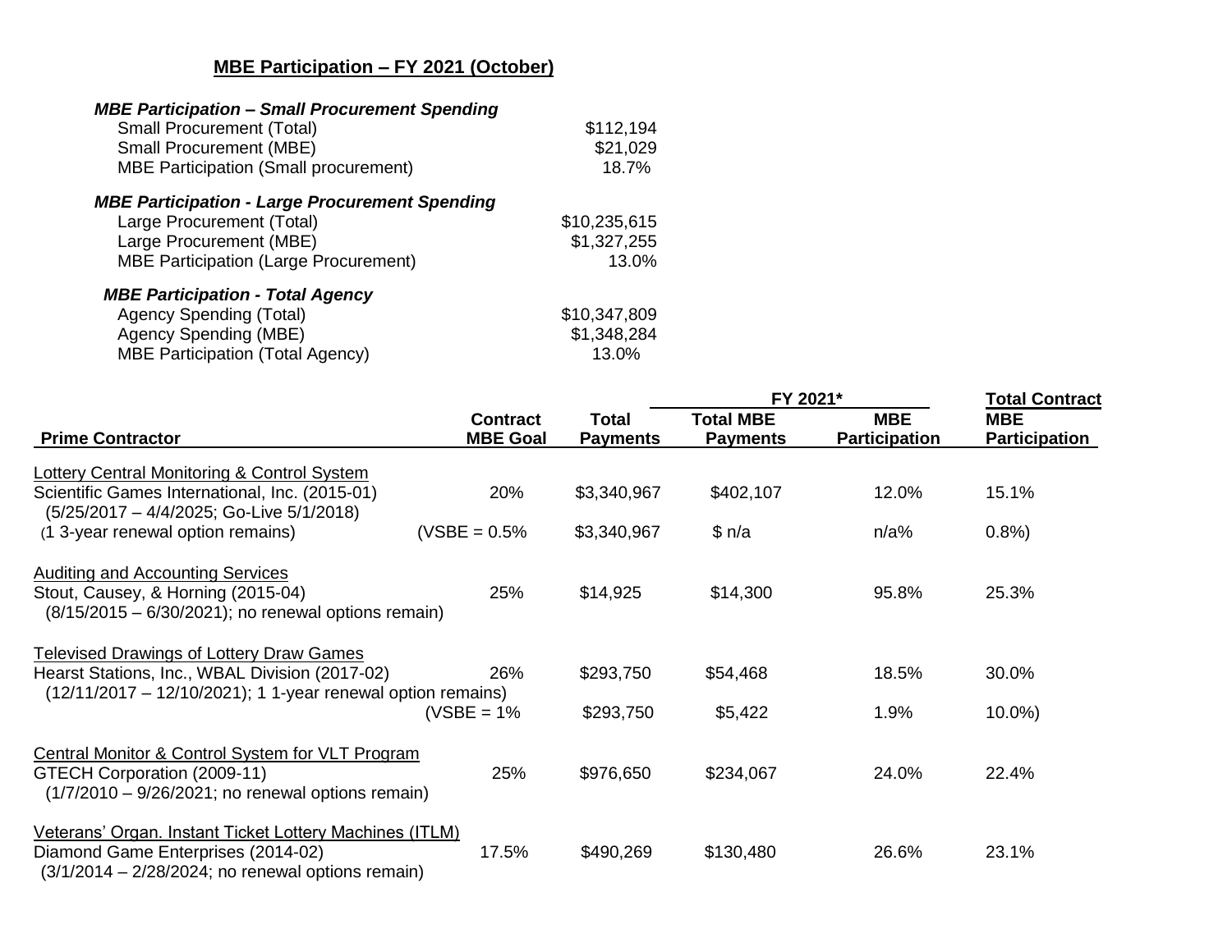## MBE Participation – FY 2021 (October)

***MBE Participation – Small Procurement Spending***

| | |
|---|---|
| Small Procurement (Total) | $112,194 |
| Small Procurement (MBE) | $21,029 |
| MBE Participation (Small procurement) | 18.7% |

***MBE Participation - Large Procurement Spending***

| | |
|---|---|
| Large Procurement (Total) | $10,235,615 |
| Large Procurement (MBE) | $1,327,255 |
| MBE Participation (Large Procurement) | 13.0% |

***MBE Participation - Total Agency***

| | |
|---|---|
| Agency Spending (Total) | $10,347,809 |
| Agency Spending (MBE) | $1,348,284 |
| MBE Participation (Total Agency) | 13.0% |

| | | | FY 2021* | | Total Contract |
|---|---|---|---|---|---|
| **Prime Contractor** | **Contract MBE Goal** | **Total Payments** | **Total MBE Payments** | **MBE Participation** | **MBE Participation** |
| Lottery Central Monitoring & Control System | | | | | |
| Scientific Games International, Inc. (2015-01) (5/25/2017 – 4/4/2025; Go-Live 5/1/2018) | 20% | $3,340,967 | $402,107 | 12.0% | 15.1% |
| (1 3-year renewal option remains) | (VSBE = 0.5% | $3,340,967 | $ n/a | n/a% | 0.8%) |
| Auditing and Accounting Services | | | | | |
| Stout, Causey, & Horning (2015-04) (8/15/2015 – 6/30/2021); no renewal options remain) | 25% | $14,925 | $14,300 | 95.8% | 25.3% |
| Televised Drawings of Lottery Draw Games | | | | | |
| Hearst Stations, Inc., WBAL Division (2017-02) (12/11/2017 – 12/10/2021); 1 1-year renewal option remains) | 26% | $293,750 | $54,468 | 18.5% | 30.0% |
| | (VSBE = 1% | $293,750 | $5,422 | 1.9% | 10.0%) |
| Central Monitor & Control System for VLT Program | | | | | |
| GTECH Corporation (2009-11) (1/7/2010 – 9/26/2021; no renewal options remain) | 25% | $976,650 | $234,067 | 24.0% | 22.4% |
| Veterans' Organ. Instant Ticket Lottery Machines (ITLM) | | | | | |
| Diamond Game Enterprises (2014-02) (3/1/2014 – 2/28/2024; no renewal options remain) | 17.5% | $490,269 | $130,480 | 26.6% | 23.1% |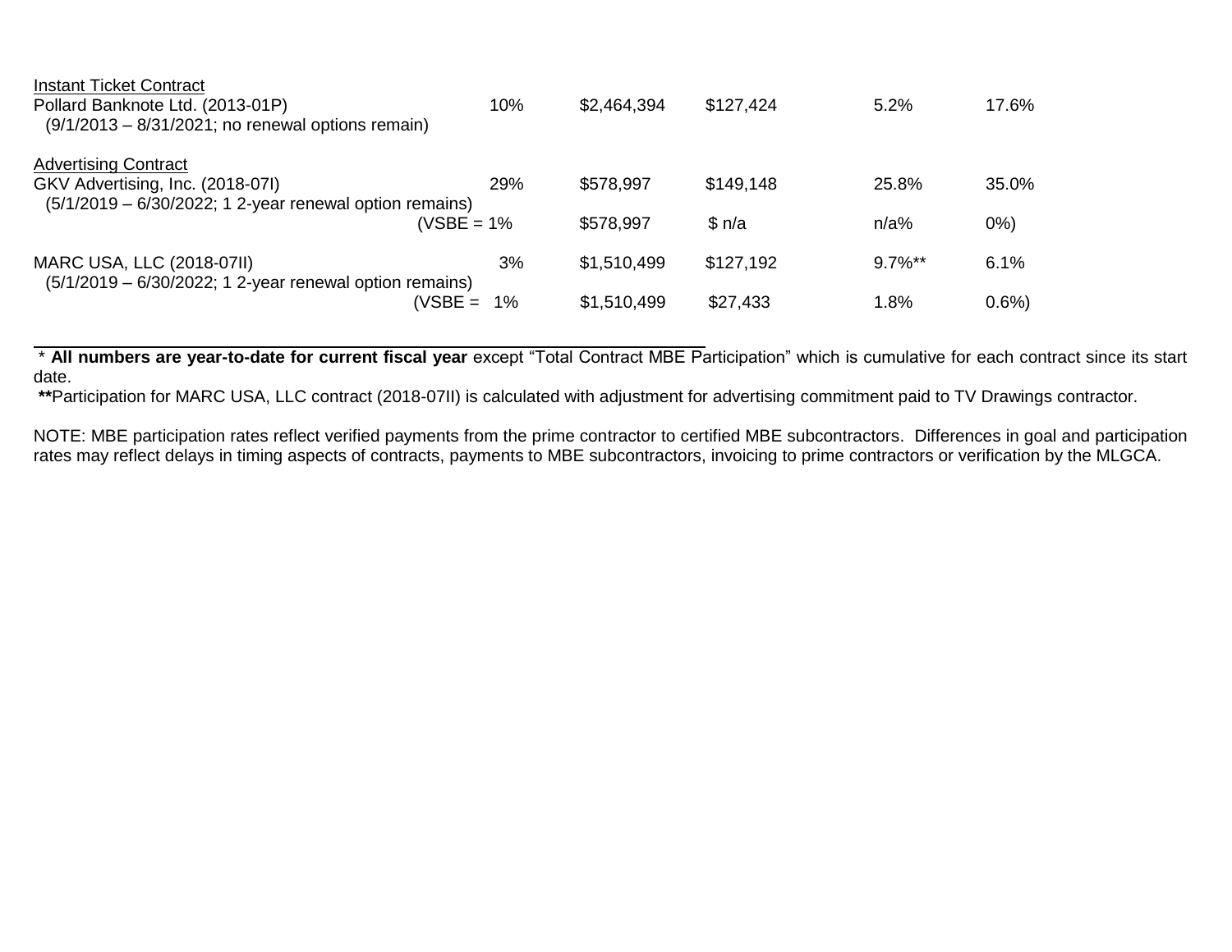| | | | | | |
|---|---|---|---|---|---|
| Instant Ticket Contract | | | | | |
| Pollard Banknote Ltd. (2013-01P) (9/1/2013 – 8/31/2021; no renewal options remain) | 10% | \$2,464,394 | \$127,424 | 5.2% | 17.6% |
| Advertising Contract | | | | | |
| GKV Advertising, Inc. (2018-07I) (5/1/2019 – 6/30/2022; 1 2-year renewal option remains) | 29% | \$578,997 | \$149,148 | 25.8% | 35.0% |
| (VSBE = 1% | | \$578,997 | \$ n/a | n/a% | 0%) |
| MARC USA, LLC (2018-07II) (5/1/2019 – 6/30/2022; 1 2-year renewal option remains) | 3% | \$1,510,499 | \$127,192 | 9.7%** | 6.1% |
| (VSBE = 1% | | \$1,510,499 | \$27,433 | 1.8% | 0.6%) |

\* **All numbers are year-to-date for current fiscal year** except "Total Contract MBE Participation" which is cumulative for each contract since its start date.

**\*\***Participation for MARC USA, LLC contract (2018-07II) is calculated with adjustment for advertising commitment paid to TV Drawings contractor.

NOTE: MBE participation rates reflect verified payments from the prime contractor to certified MBE subcontractors. Differences in goal and participation rates may reflect delays in timing aspects of contracts, payments to MBE subcontractors, invoicing to prime contractors or verification by the MLGCA.